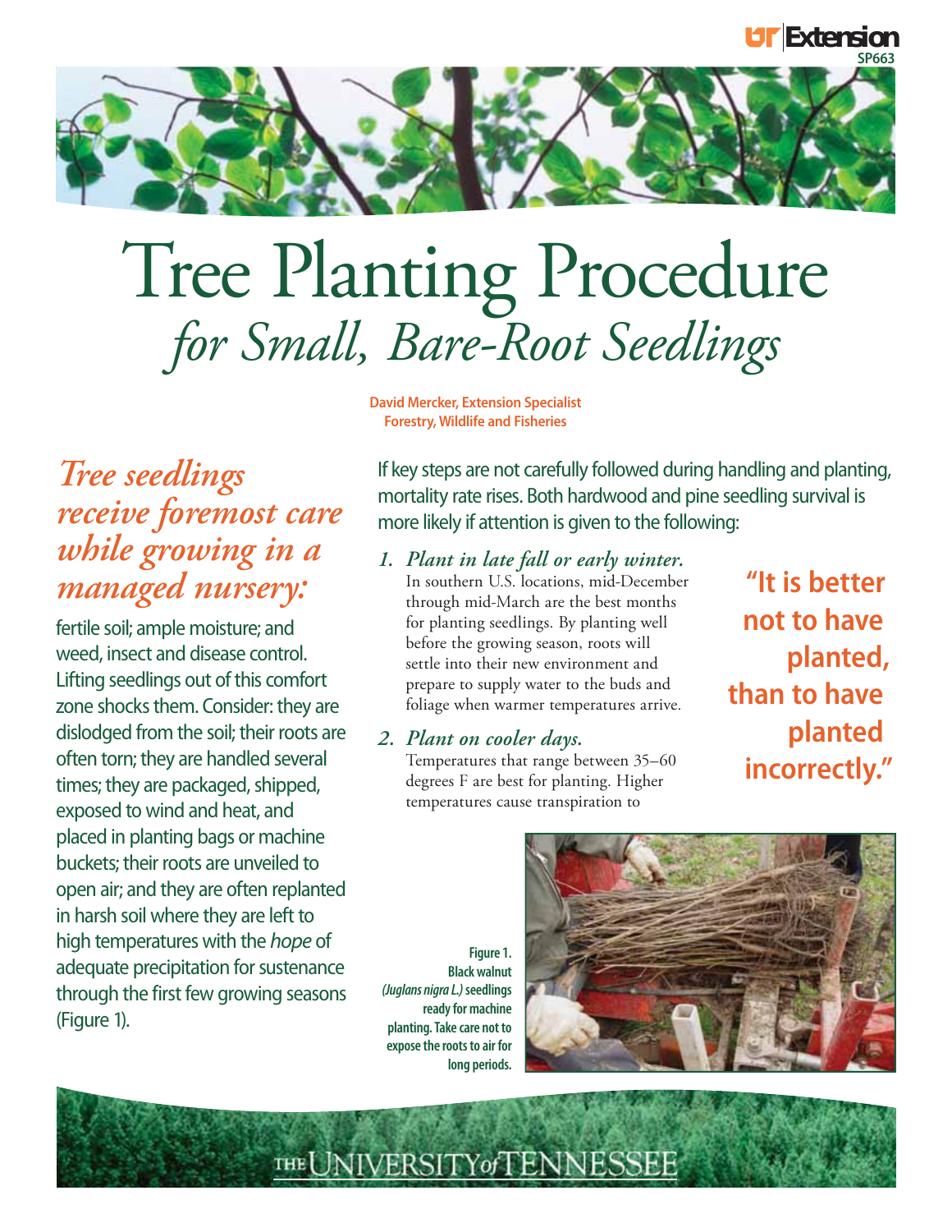# Tree Planting Procedure
## *for Small, Bare-Root Seedlings*

**David Mercker, Extension Specialist**
**Forestry, Wildlife and Fisheries**

*Tree seedlings receive foremost care while growing in a managed nursery:* fertile soil; ample moisture; and weed, insect and disease control. Lifting seedlings out of this comfort zone shocks them. Consider: they are dislodged from the soil; their roots are often torn; they are handled several times; they are packaged, shipped, exposed to wind and heat, and placed in planting bags or machine buckets; their roots are unveiled to open air; and they are often replanted in harsh soil where they are left to high temperatures with the *hope* of adequate precipitation for sustenance through the first few growing seasons (Figure 1).

If key steps are not carefully followed during handling and planting, mortality rate rises. Both hardwood and pine seedling survival is more likely if attention is given to the following:

1. ***Plant in late fall or early winter.*** In southern U.S. locations, mid-December through mid-March are the best months for planting seedlings. By planting well before the growing season, roots will settle into their new environment and prepare to supply water to the buds and foliage when warmer temperatures arrive.

2. ***Plant on cooler days.*** Temperatures that range between 35–60 degrees F are best for planting. Higher temperatures cause transpiration to

**"It is better not to have planted, than to have planted incorrectly."**

**Figure 1. Black walnut *(Juglans nigra L.)* seedlings ready for machine planting. Take care not to expose the roots to air for long periods.**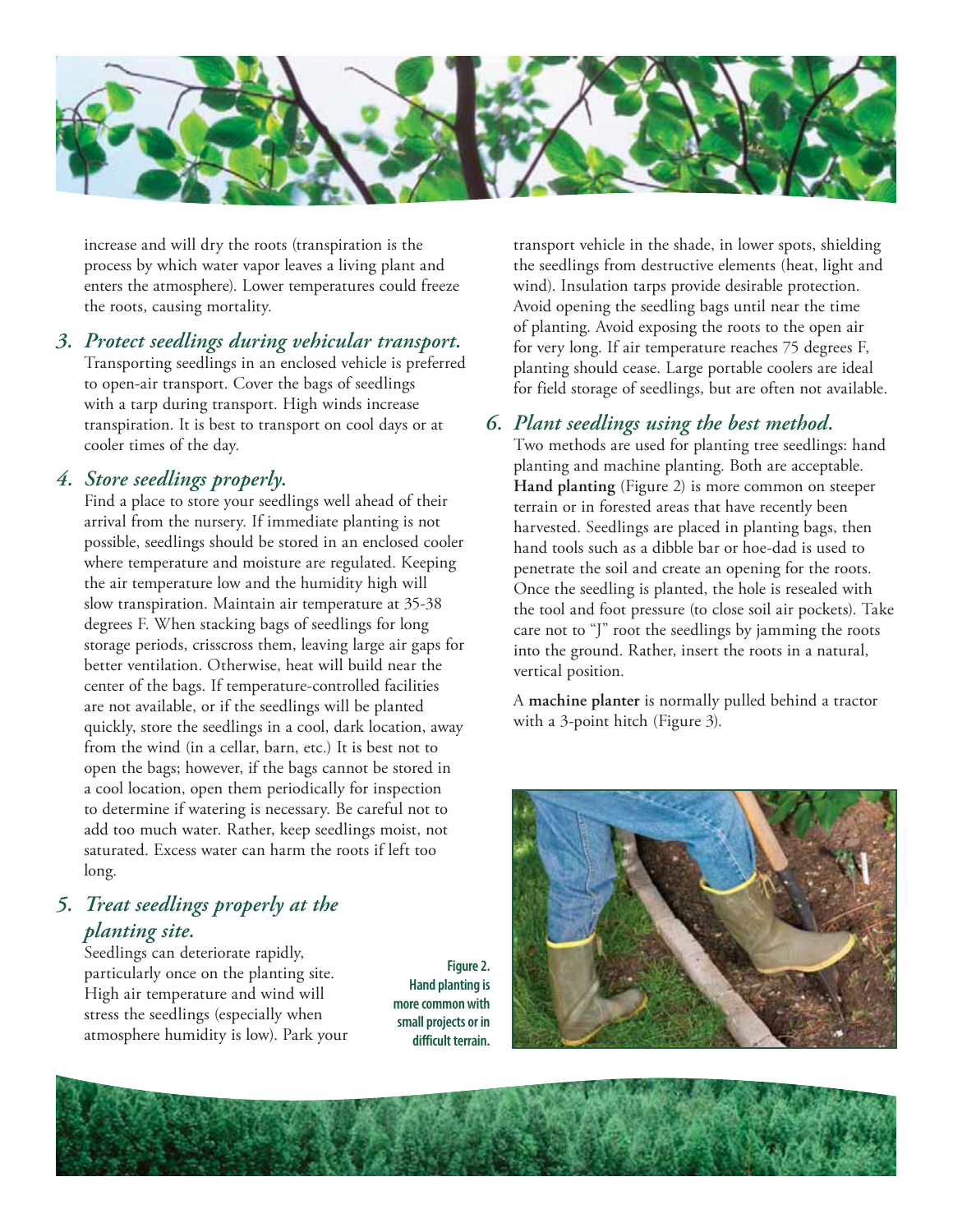increase and will dry the roots (transpiration is the process by which water vapor leaves a living plant and enters the atmosphere). Lower temperatures could freeze the roots, causing mortality.

### *3. Protect seedlings during vehicular transport.*

Transporting seedlings in an enclosed vehicle is preferred to open-air transport. Cover the bags of seedlings with a tarp during transport. High winds increase transpiration. It is best to transport on cool days or at cooler times of the day.

### *4. Store seedlings properly.*

Find a place to store your seedlings well ahead of their arrival from the nursery. If immediate planting is not possible, seedlings should be stored in an enclosed cooler where temperature and moisture are regulated. Keeping the air temperature low and the humidity high will slow transpiration. Maintain air temperature at 35-38 degrees F. When stacking bags of seedlings for long storage periods, crisscross them, leaving large air gaps for better ventilation. Otherwise, heat will build near the center of the bags. If temperature-controlled facilities are not available, or if the seedlings will be planted quickly, store the seedlings in a cool, dark location, away from the wind (in a cellar, barn, etc.) It is best not to open the bags; however, if the bags cannot be stored in a cool location, open them periodically for inspection to determine if watering is necessary. Be careful not to add too much water. Rather, keep seedlings moist, not saturated. Excess water can harm the roots if left too long.

### *5. Treat seedlings properly at the planting site.*

Seedlings can deteriorate rapidly, particularly once on the planting site. High air temperature and wind will stress the seedlings (especially when atmosphere humidity is low). Park your transport vehicle in the shade, in lower spots, shielding the seedlings from destructive elements (heat, light and wind). Insulation tarps provide desirable protection. Avoid opening the seedling bags until near the time of planting. Avoid exposing the roots to the open air for very long. If air temperature reaches 75 degrees F, planting should cease. Large portable coolers are ideal for field storage of seedlings, but are often not available.

### *6. Plant seedlings using the best method.*

Two methods are used for planting tree seedlings: hand planting and machine planting. Both are acceptable. **Hand planting** (Figure 2) is more common on steeper terrain or in forested areas that have recently been harvested. Seedlings are placed in planting bags, then hand tools such as a dibble bar or hoe-dad is used to penetrate the soil and create an opening for the roots. Once the seedling is planted, the hole is resealed with the tool and foot pressure (to close soil air pockets). Take care not to "J" root the seedlings by jamming the roots into the ground. Rather, insert the roots in a natural, vertical position.

A **machine planter** is normally pulled behind a tractor with a 3-point hitch (Figure 3).

**Figure 2. Hand planting is more common with small projects or in difficult terrain.**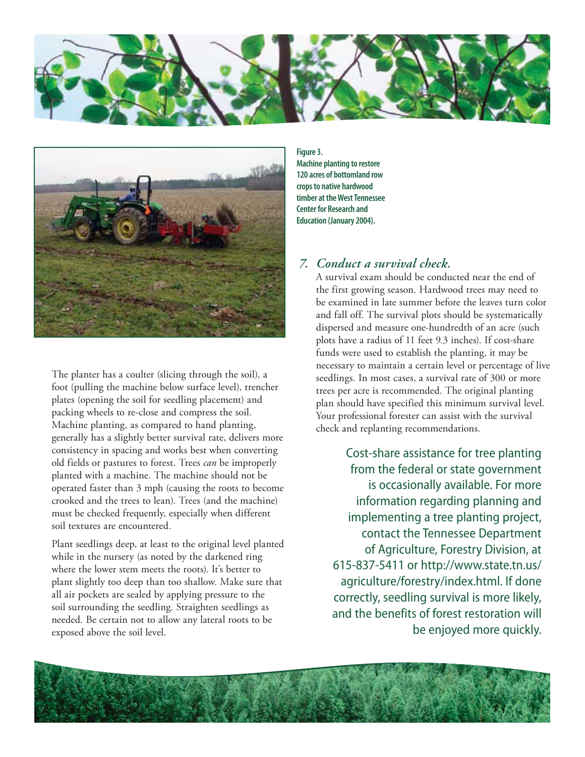**Figure 3.**
**Machine planting to restore 120 acres of bottomland row crops to native hardwood timber at the West Tennessee Center for Research and Education (January 2004).**

The planter has a coulter (slicing through the soil), a foot (pulling the machine below surface level), trencher plates (opening the soil for seedling placement) and packing wheels to re-close and compress the soil. Machine planting, as compared to hand planting, generally has a slightly better survival rate, delivers more consistency in spacing and works best when converting old fields or pastures to forest. Trees *can* be improperly planted with a machine. The machine should not be operated faster than 3 mph (causing the roots to become crooked and the trees to lean). Trees (and the machine) must be checked frequently, especially when different soil textures are encountered.

Plant seedlings deep, at least to the original level planted while in the nursery (as noted by the darkened ring where the lower stem meets the roots). It's better to plant slightly too deep than too shallow. Make sure that all air pockets are sealed by applying pressure to the soil surrounding the seedling. Straighten seedlings as needed. Be certain not to allow any lateral roots to be exposed above the soil level.

### *7. Conduct a survival check.*

A survival exam should be conducted near the end of the first growing season. Hardwood trees may need to be examined in late summer before the leaves turn color and fall off. The survival plots should be systematically dispersed and measure one-hundredth of an acre (such plots have a radius of 11 feet 9.3 inches). If cost-share funds were used to establish the planting, it may be necessary to maintain a certain level or percentage of live seedlings. In most cases, a survival rate of 300 or more trees per acre is recommended. The original planting plan should have specified this minimum survival level. Your professional forester can assist with the survival check and replanting recommendations.

Cost-share assistance for tree planting from the federal or state government is occasionally available. For more information regarding planning and implementing a tree planting project, contact the Tennessee Department of Agriculture, Forestry Division, at 615-837-5411 or http://www.state.tn.us/agriculture/forestry/index.html. If done correctly, seedling survival is more likely, and the benefits of forest restoration will be enjoyed more quickly.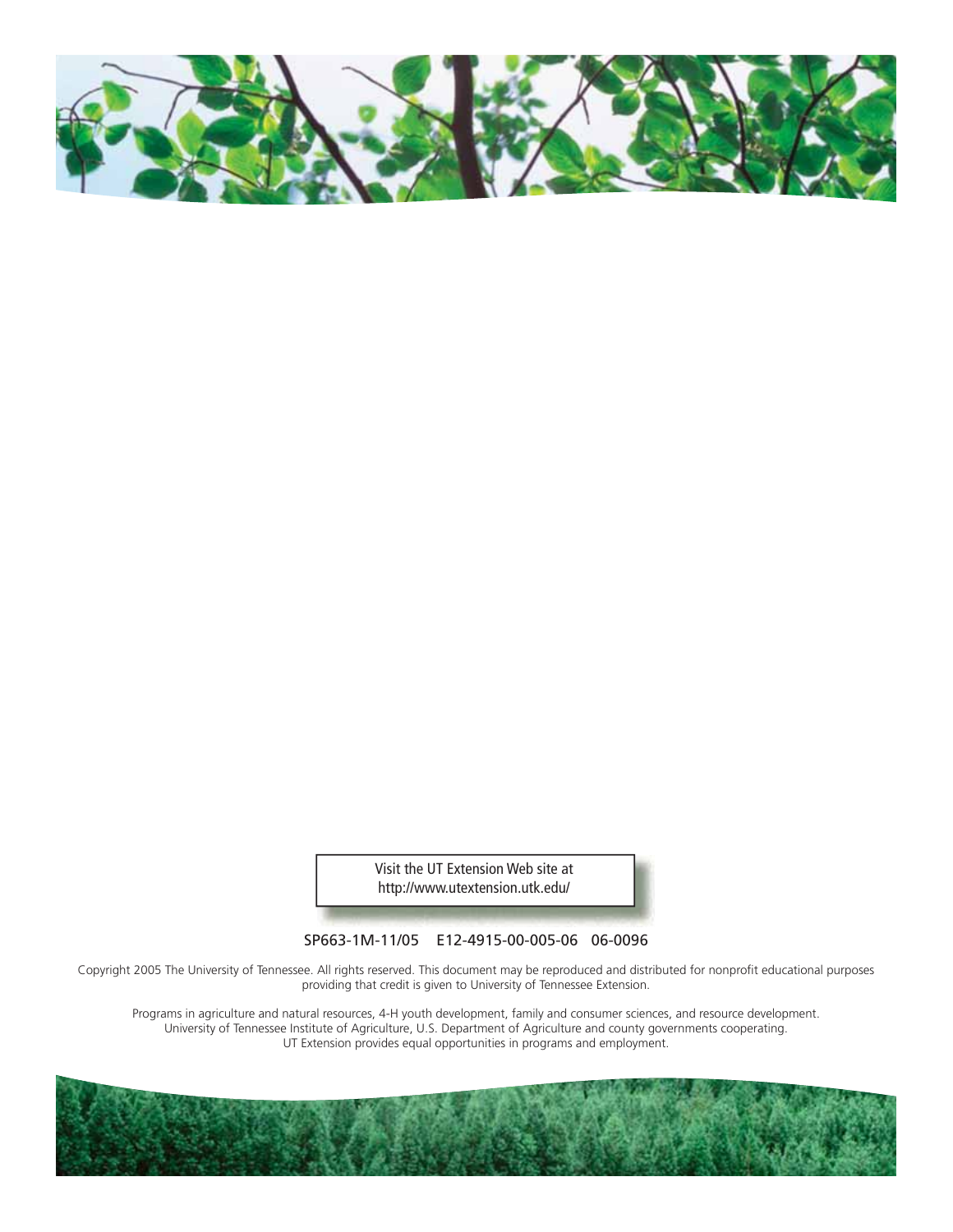Visit the UT Extension Web site at
http://www.utextension.utk.edu/

SP663-1M-11/05 E12-4915-00-005-06 06-0096

Copyright 2005 The University of Tennessee. All rights reserved. This document may be reproduced and distributed for nonprofit educational purposes providing that credit is given to University of Tennessee Extension.

Programs in agriculture and natural resources, 4-H youth development, family and consumer sciences, and resource development.
University of Tennessee Institute of Agriculture, U.S. Department of Agriculture and county governments cooperating.
UT Extension provides equal opportunities in programs and employment.